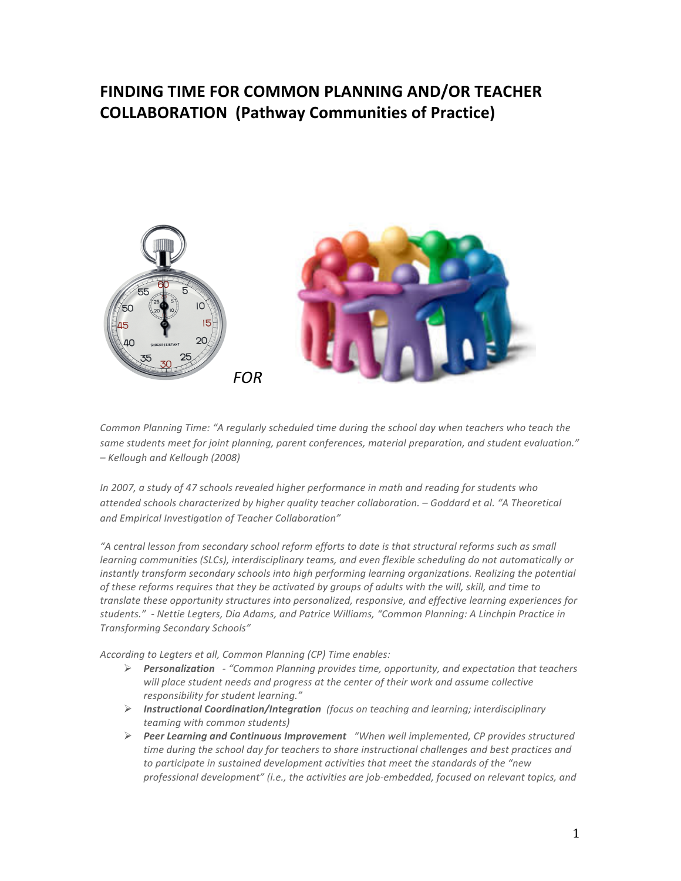# FINDING TIME FOR COMMON PLANNING AND/OR TEACHER COLLABORATION (Pathway Communities of Practice)

*FOR*

*Common Planning Time: "A regularly scheduled time during the school day when teachers who teach the same students meet for joint planning, parent conferences, material preparation, and student evaluation." – Kellough and Kellough (2008)*

*In 2007, a study of 47 schools revealed higher performance in math and reading for students who attended schools characterized by higher quality teacher collaboration. – Goddard et al. "A Theoretical and Empirical Investigation of Teacher Collaboration"*

*"A central lesson from secondary school reform efforts to date is that structural reforms such as small learning communities (SLCs), interdisciplinary teams, and even flexible scheduling do not automatically or instantly transform secondary schools into high performing learning organizations. Realizing the potential of these reforms requires that they be activated by groups of adults with the will, skill, and time to translate these opportunity structures into personalized, responsive, and effective learning experiences for students." - Nettie Legters, Dia Adams, and Patrice Williams, "Common Planning: A Linchpin Practice in Transforming Secondary Schools"*

*According to Legters et all, Common Planning (CP) Time enables:*

- ***Personalization*** *- "Common Planning provides time, opportunity, and expectation that teachers will place student needs and progress at the center of their work and assume collective responsibility for student learning."*
- ***Instructional Coordination/Integration*** *(focus on teaching and learning; interdisciplinary teaming with common students)*
- ***Peer Learning and Continuous Improvement*** *"When well implemented, CP provides structured time during the school day for teachers to share instructional challenges and best practices and to participate in sustained development activities that meet the standards of the "new professional development" (i.e., the activities are job-embedded, focused on relevant topics, and*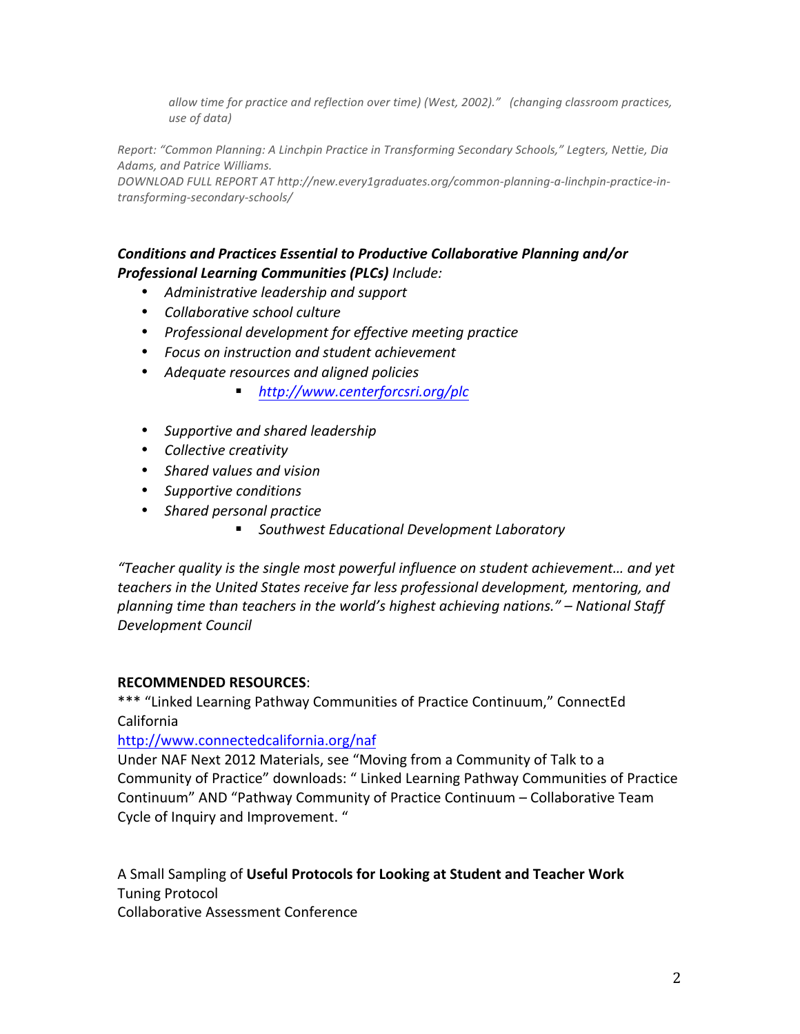*allow time for practice and reflection over time) (West, 2002)." (changing classroom practices, use of data)*

*Report: "Common Planning: A Linchpin Practice in Transforming Secondary Schools," Legters, Nettie, Dia Adams, and Patrice Williams.*
*DOWNLOAD FULL REPORT AT http://new.every1graduates.org/common-planning-a-linchpin-practice-in-transforming-secondary-schools/*

***Conditions and Practices Essential to Productive Collaborative Planning and/or Professional Learning Communities (PLCs)*** *Include:*

- *Administrative leadership and support*
- *Collaborative school culture*
- *Professional development for effective meeting practice*
- *Focus on instruction and student achievement*
- *Adequate resources and aligned policies*
    - *http://www.centerforcsri.org/plc*

- *Supportive and shared leadership*
- *Collective creativity*
- *Shared values and vision*
- *Supportive conditions*
- *Shared personal practice*
    - *Southwest Educational Development Laboratory*

*"Teacher quality is the single most powerful influence on student achievement… and yet teachers in the United States receive far less professional development, mentoring, and planning time than teachers in the world's highest achieving nations." – National Staff Development Council*

**RECOMMENDED RESOURCES**:
*** "Linked Learning Pathway Communities of Practice Continuum," ConnectEd California
http://www.connectedcalifornia.org/naf
Under NAF Next 2012 Materials, see "Moving from a Community of Talk to a Community of Practice" downloads: " Linked Learning Pathway Communities of Practice Continuum" AND "Pathway Community of Practice Continuum – Collaborative Team Cycle of Inquiry and Improvement. "

A Small Sampling of **Useful Protocols for Looking at Student and Teacher Work**
Tuning Protocol
Collaborative Assessment Conference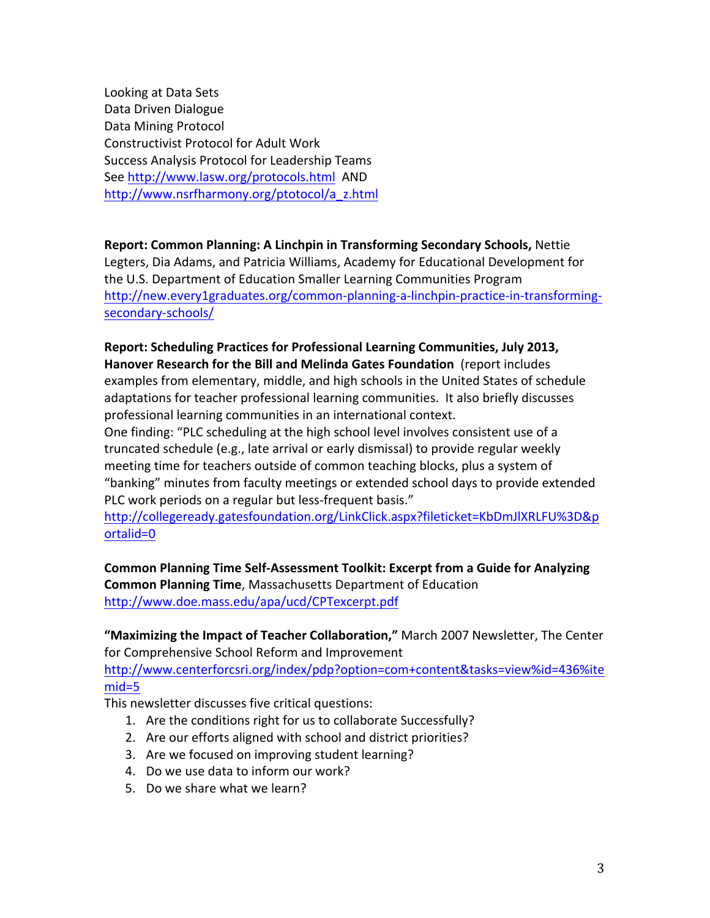Looking at Data Sets
Data Driven Dialogue
Data Mining Protocol
Constructivist Protocol for Adult Work
Success Analysis Protocol for Leadership Teams
See http://www.lasw.org/protocols.html AND
http://www.nsrfharmony.org/ptotocol/a_z.html

**Report: Common Planning: A Linchpin in Transforming Secondary Schools,** Nettie Legters, Dia Adams, and Patricia Williams, Academy for Educational Development for the U.S. Department of Education Smaller Learning Communities Program
http://new.every1graduates.org/common-planning-a-linchpin-practice-in-transforming-secondary-schools/

**Report: Scheduling Practices for Professional Learning Communities, July 2013, Hanover Research for the Bill and Melinda Gates Foundation** (report includes examples from elementary, middle, and high schools in the United States of schedule adaptations for teacher professional learning communities. It also briefly discusses professional learning communities in an international context.
One finding: "PLC scheduling at the high school level involves consistent use of a truncated schedule (e.g., late arrival or early dismissal) to provide regular weekly meeting time for teachers outside of common teaching blocks, plus a system of "banking" minutes from faculty meetings or extended school days to provide extended PLC work periods on a regular but less-frequent basis."
http://collegeready.gatesfoundation.org/LinkClick.aspx?fileticket=KbDmJlXRLFU%3D&portalid=0

**Common Planning Time Self-Assessment Toolkit: Excerpt from a Guide for Analyzing Common Planning Time**, Massachusetts Department of Education
http://www.doe.mass.edu/apa/ucd/CPTexcerpt.pdf

**"Maximizing the Impact of Teacher Collaboration,"** March 2007 Newsletter, The Center for Comprehensive School Reform and Improvement
http://www.centerforcsri.org/index/pdp?option=com+content&tasks=view%id=436%itemid=5
This newsletter discusses five critical questions:

1. Are the conditions right for us to collaborate Successfully?
2. Are our efforts aligned with school and district priorities?
3. Are we focused on improving student learning?
4. Do we use data to inform our work?
5. Do we share what we learn?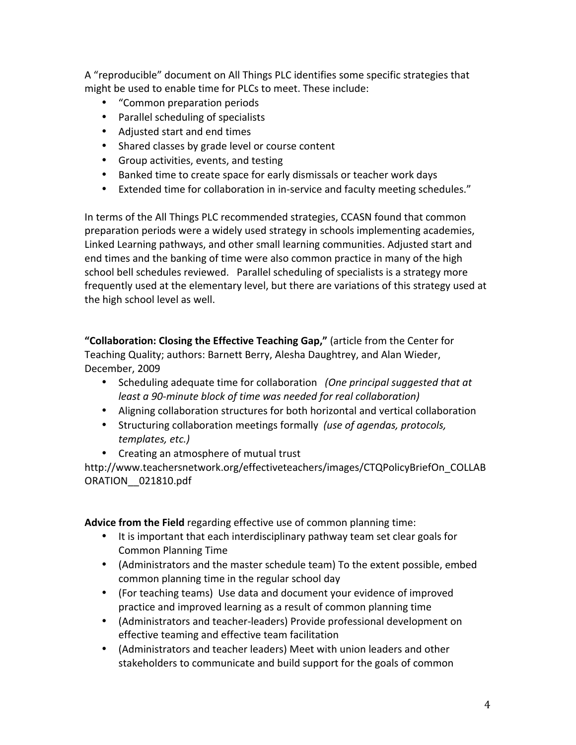A "reproducible" document on All Things PLC identifies some specific strategies that might be used to enable time for PLCs to meet. These include:

- "Common preparation periods
- Parallel scheduling of specialists
- Adjusted start and end times
- Shared classes by grade level or course content
- Group activities, events, and testing
- Banked time to create space for early dismissals or teacher work days
- Extended time for collaboration in in-service and faculty meeting schedules."

In terms of the All Things PLC recommended strategies, CCASN found that common preparation periods were a widely used strategy in schools implementing academies, Linked Learning pathways, and other small learning communities. Adjusted start and end times and the banking of time were also common practice in many of the high school bell schedules reviewed. Parallel scheduling of specialists is a strategy more frequently used at the elementary level, but there are variations of this strategy used at the high school level as well.

**"Collaboration: Closing the Effective Teaching Gap,"** (article from the Center for Teaching Quality; authors: Barnett Berry, Alesha Daughtrey, and Alan Wieder, December, 2009

- Scheduling adequate time for collaboration *(One principal suggested that at least a 90-minute block of time was needed for real collaboration)*
- Aligning collaboration structures for both horizontal and vertical collaboration
- Structuring collaboration meetings formally *(use of agendas, protocols, templates, etc.)*
- Creating an atmosphere of mutual trust

http://www.teachersnetwork.org/effectiveteachers/images/CTQPolicyBriefOn_COLLABORATION__021810.pdf

**Advice from the Field** regarding effective use of common planning time:

- It is important that each interdisciplinary pathway team set clear goals for Common Planning Time
- (Administrators and the master schedule team) To the extent possible, embed common planning time in the regular school day
- (For teaching teams) Use data and document your evidence of improved practice and improved learning as a result of common planning time
- (Administrators and teacher-leaders) Provide professional development on effective teaming and effective team facilitation
- (Administrators and teacher leaders) Meet with union leaders and other stakeholders to communicate and build support for the goals of common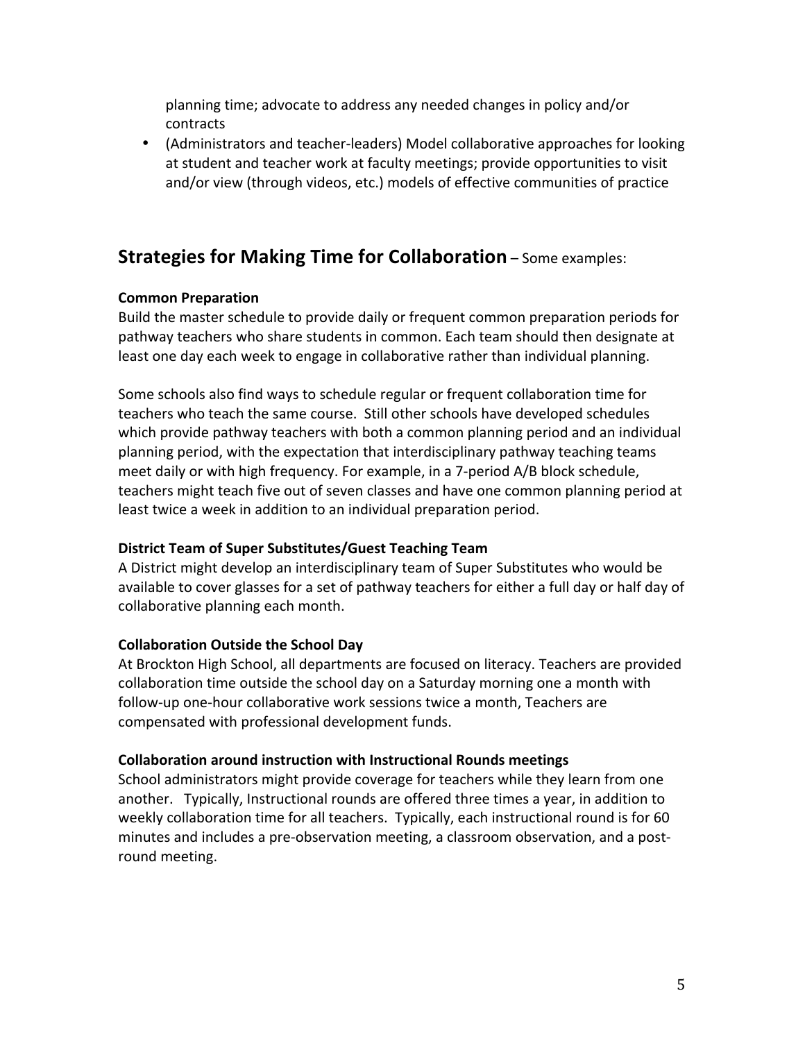planning time; advocate to address any needed changes in policy and/or contracts

- (Administrators and teacher-leaders) Model collaborative approaches for looking at student and teacher work at faculty meetings; provide opportunities to visit and/or view (through videos, etc.) models of effective communities of practice

## Strategies for Making Time for Collaboration – Some examples:

**Common Preparation**
Build the master schedule to provide daily or frequent common preparation periods for pathway teachers who share students in common. Each team should then designate at least one day each week to engage in collaborative rather than individual planning.

Some schools also find ways to schedule regular or frequent collaboration time for teachers who teach the same course. Still other schools have developed schedules which provide pathway teachers with both a common planning period and an individual planning period, with the expectation that interdisciplinary pathway teaching teams meet daily or with high frequency. For example, in a 7-period A/B block schedule, teachers might teach five out of seven classes and have one common planning period at least twice a week in addition to an individual preparation period.

**District Team of Super Substitutes/Guest Teaching Team**
A District might develop an interdisciplinary team of Super Substitutes who would be available to cover glasses for a set of pathway teachers for either a full day or half day of collaborative planning each month.

**Collaboration Outside the School Day**
At Brockton High School, all departments are focused on literacy. Teachers are provided collaboration time outside the school day on a Saturday morning one a month with follow-up one-hour collaborative work sessions twice a month, Teachers are compensated with professional development funds.

**Collaboration around instruction with Instructional Rounds meetings**
School administrators might provide coverage for teachers while they learn from one another. Typically, Instructional rounds are offered three times a year, in addition to weekly collaboration time for all teachers. Typically, each instructional round is for 60 minutes and includes a pre-observation meeting, a classroom observation, and a post-round meeting.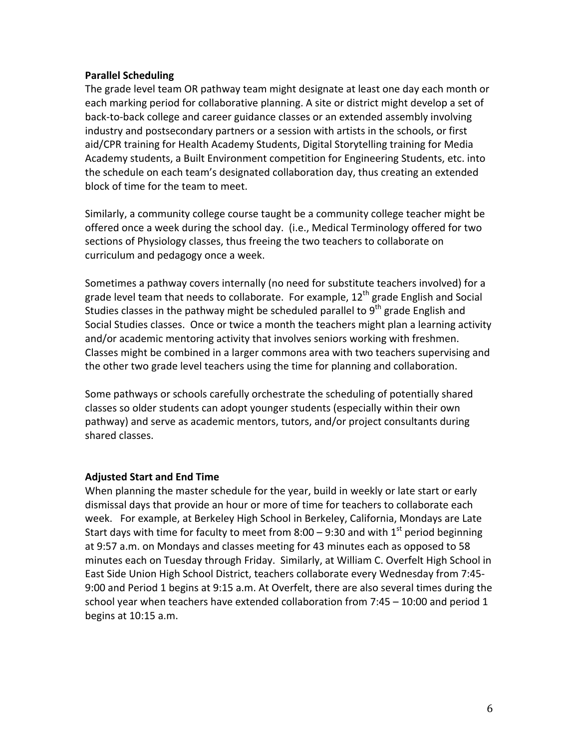**Parallel Scheduling**

The grade level team OR pathway team might designate at least one day each month or each marking period for collaborative planning. A site or district might develop a set of back-to-back college and career guidance classes or an extended assembly involving industry and postsecondary partners or a session with artists in the schools, or first aid/CPR training for Health Academy Students, Digital Storytelling training for Media Academy students, a Built Environment competition for Engineering Students, etc. into the schedule on each team's designated collaboration day, thus creating an extended block of time for the team to meet.

Similarly, a community college course taught be a community college teacher might be offered once a week during the school day. (i.e., Medical Terminology offered for two sections of Physiology classes, thus freeing the two teachers to collaborate on curriculum and pedagogy once a week.

Sometimes a pathway covers internally (no need for substitute teachers involved) for a grade level team that needs to collaborate. For example, 12th grade English and Social Studies classes in the pathway might be scheduled parallel to 9th grade English and Social Studies classes. Once or twice a month the teachers might plan a learning activity and/or academic mentoring activity that involves seniors working with freshmen. Classes might be combined in a larger commons area with two teachers supervising and the other two grade level teachers using the time for planning and collaboration.

Some pathways or schools carefully orchestrate the scheduling of potentially shared classes so older students can adopt younger students (especially within their own pathway) and serve as academic mentors, tutors, and/or project consultants during shared classes.

**Adjusted Start and End Time**

When planning the master schedule for the year, build in weekly or late start or early dismissal days that provide an hour or more of time for teachers to collaborate each week. For example, at Berkeley High School in Berkeley, California, Mondays are Late Start days with time for faculty to meet from 8:00 – 9:30 and with 1st period beginning at 9:57 a.m. on Mondays and classes meeting for 43 minutes each as opposed to 58 minutes each on Tuesday through Friday. Similarly, at William C. Overfelt High School in East Side Union High School District, teachers collaborate every Wednesday from 7:45-9:00 and Period 1 begins at 9:15 a.m. At Overfelt, there are also several times during the school year when teachers have extended collaboration from 7:45 – 10:00 and period 1 begins at 10:15 a.m.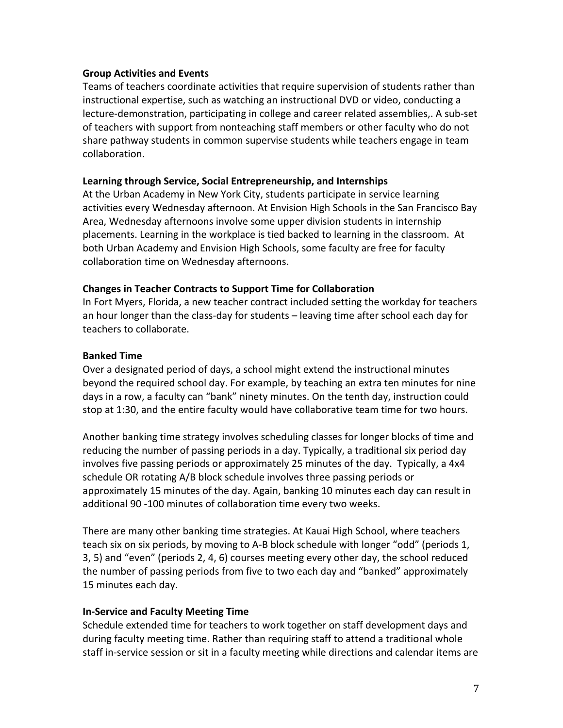**Group Activities and Events**

Teams of teachers coordinate activities that require supervision of students rather than instructional expertise, such as watching an instructional DVD or video, conducting a lecture-demonstration, participating in college and career related assemblies,. A sub-set of teachers with support from nonteaching staff members or other faculty who do not share pathway students in common supervise students while teachers engage in team collaboration.

**Learning through Service, Social Entrepreneurship, and Internships**

At the Urban Academy in New York City, students participate in service learning activities every Wednesday afternoon. At Envision High Schools in the San Francisco Bay Area, Wednesday afternoons involve some upper division students in internship placements. Learning in the workplace is tied backed to learning in the classroom. At both Urban Academy and Envision High Schools, some faculty are free for faculty collaboration time on Wednesday afternoons.

**Changes in Teacher Contracts to Support Time for Collaboration**

In Fort Myers, Florida, a new teacher contract included setting the workday for teachers an hour longer than the class-day for students – leaving time after school each day for teachers to collaborate.

**Banked Time**

Over a designated period of days, a school might extend the instructional minutes beyond the required school day. For example, by teaching an extra ten minutes for nine days in a row, a faculty can "bank" ninety minutes. On the tenth day, instruction could stop at 1:30, and the entire faculty would have collaborative team time for two hours.

Another banking time strategy involves scheduling classes for longer blocks of time and reducing the number of passing periods in a day. Typically, a traditional six period day involves five passing periods or approximately 25 minutes of the day. Typically, a 4x4 schedule OR rotating A/B block schedule involves three passing periods or approximately 15 minutes of the day. Again, banking 10 minutes each day can result in additional 90 -100 minutes of collaboration time every two weeks.

There are many other banking time strategies. At Kauai High School, where teachers teach six on six periods, by moving to A-B block schedule with longer "odd" (periods 1, 3, 5) and "even" (periods 2, 4, 6) courses meeting every other day, the school reduced the number of passing periods from five to two each day and "banked" approximately 15 minutes each day.

**In-Service and Faculty Meeting Time**

Schedule extended time for teachers to work together on staff development days and during faculty meeting time. Rather than requiring staff to attend a traditional whole staff in-service session or sit in a faculty meeting while directions and calendar items are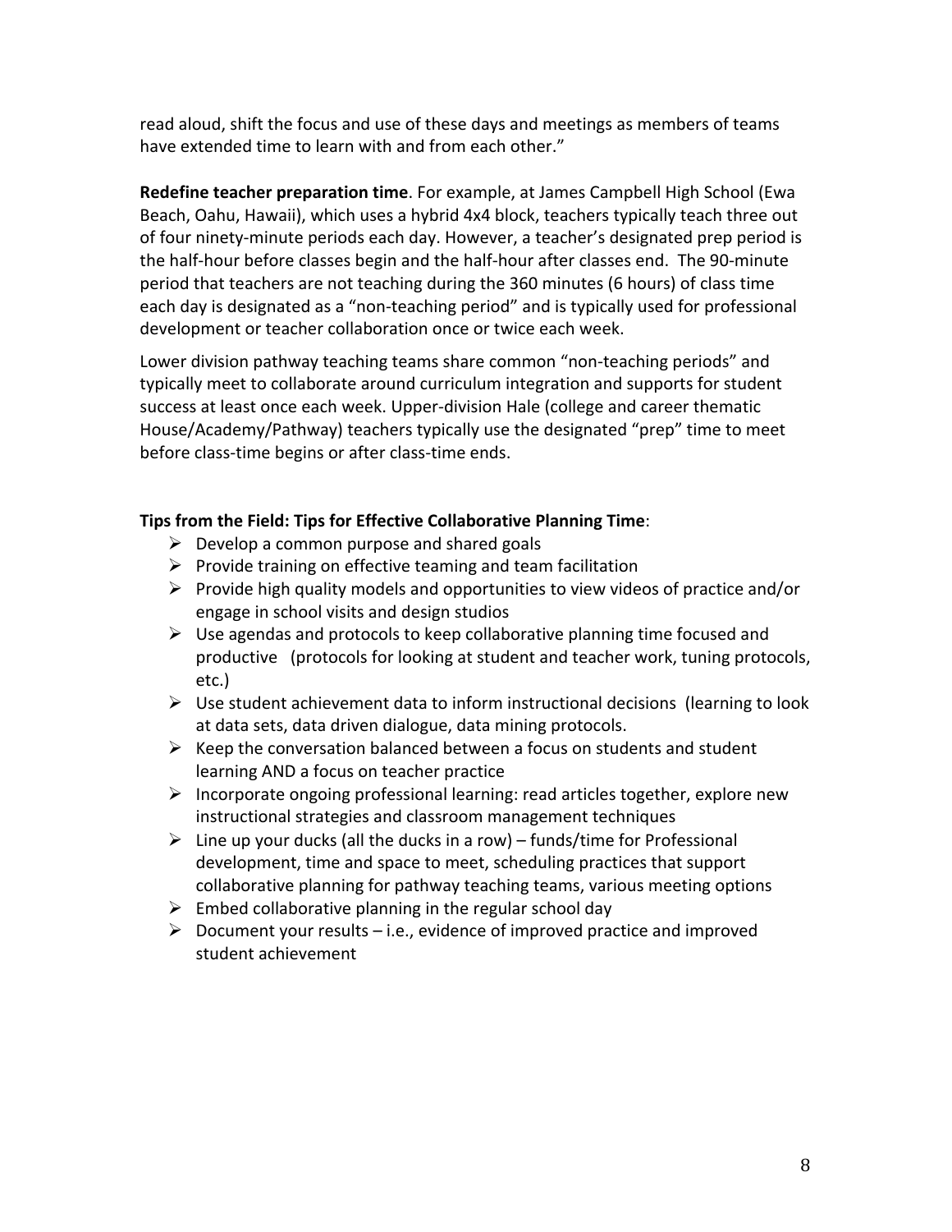read aloud, shift the focus and use of these days and meetings as members of teams have extended time to learn with and from each other."

**Redefine teacher preparation time**. For example, at James Campbell High School (Ewa Beach, Oahu, Hawaii), which uses a hybrid 4x4 block, teachers typically teach three out of four ninety-minute periods each day. However, a teacher's designated prep period is the half-hour before classes begin and the half-hour after classes end. The 90-minute period that teachers are not teaching during the 360 minutes (6 hours) of class time each day is designated as a "non-teaching period" and is typically used for professional development or teacher collaboration once or twice each week.

Lower division pathway teaching teams share common "non-teaching periods" and typically meet to collaborate around curriculum integration and supports for student success at least once each week. Upper-division Hale (college and career thematic House/Academy/Pathway) teachers typically use the designated "prep" time to meet before class-time begins or after class-time ends.

**Tips from the Field: Tips for Effective Collaborative Planning Time**:

- Develop a common purpose and shared goals
- Provide training on effective teaming and team facilitation
- Provide high quality models and opportunities to view videos of practice and/or engage in school visits and design studios
- Use agendas and protocols to keep collaborative planning time focused and productive (protocols for looking at student and teacher work, tuning protocols, etc.)
- Use student achievement data to inform instructional decisions (learning to look at data sets, data driven dialogue, data mining protocols.
- Keep the conversation balanced between a focus on students and student learning AND a focus on teacher practice
- Incorporate ongoing professional learning: read articles together, explore new instructional strategies and classroom management techniques
- Line up your ducks (all the ducks in a row) – funds/time for Professional development, time and space to meet, scheduling practices that support collaborative planning for pathway teaching teams, various meeting options
- Embed collaborative planning in the regular school day
- Document your results – i.e., evidence of improved practice and improved student achievement